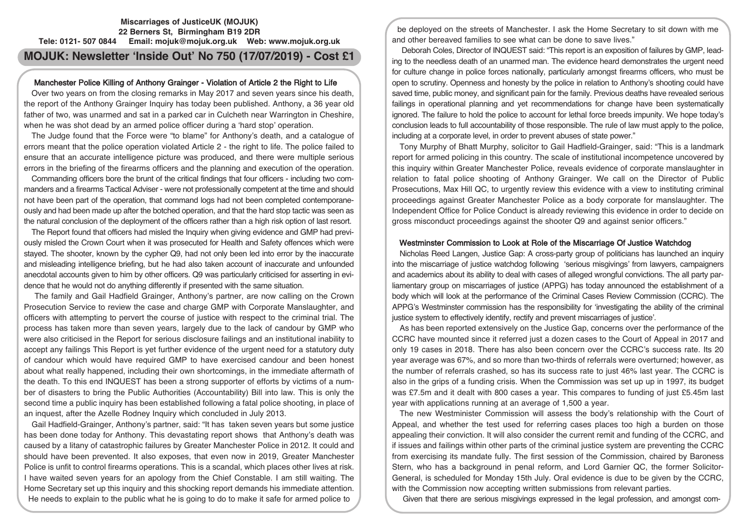**Miscarriages of JusticeUK (MOJUK)**
**22 Berners St, Birmingham B19 2DR**
**Tele: 0121- 507 0844 Email: mojuk@mojuk.org.uk Web: www.mojuk.org.uk**

# MOJUK: Newsletter 'Inside Out' No 750 (17/07/2019) - Cost £1

## Manchester Police Killing of Anthony Grainger - Violation of Article 2 the Right to Life

Over two years on from the closing remarks in May 2017 and seven years since his death, the report of the Anthony Grainger Inquiry has today been published. Anthony, a 36 year old father of two, was unarmed and sat in a parked car in Culcheth near Warrington in Cheshire, when he was shot dead by an armed police officer during a 'hard stop' operation.

The Judge found that the Force were "to blame" for Anthony's death, and a catalogue of errors meant that the police operation violated Article 2 - the right to life. The police failed to ensure that an accurate intelligence picture was produced, and there were multiple serious errors in the briefing of the firearms officers and the planning and execution of the operation.

Commanding officers bore the brunt of the critical findings that four officers - including two commanders and a firearms Tactical Adviser - were not professionally competent at the time and should not have been part of the operation, that command logs had not been completed contemporaneously and had been made up after the botched operation, and that the hard stop tactic was seen as the natural conclusion of the deployment of the officers rather than a high risk option of last resort.

The Report found that officers had misled the Inquiry when giving evidence and GMP had previously misled the Crown Court when it was prosecuted for Health and Safety offences which were stayed. The shooter, known by the cypher Q9, had not only been led into error by the inaccurate and misleading intelligence briefing, but he had also taken account of inaccurate and unfounded anecdotal accounts given to him by other officers. Q9 was particularly criticised for asserting in evidence that he would not do anything differently if presented with the same situation.

The family and Gail Hadfield Grainger, Anthony's partner, are now calling on the Crown Prosecution Service to review the case and charge GMP with Corporate Manslaughter, and officers with attempting to pervert the course of justice with respect to the criminal trial. The process has taken more than seven years, largely due to the lack of candour by GMP who were also criticised in the Report for serious disclosure failings and an institutional inability to accept any failings This Report is yet further evidence of the urgent need for a statutory duty of candour which would have required GMP to have exercised candour and been honest about what really happened, including their own shortcomings, in the immediate aftermath of the death. To this end INQUEST has been a strong supporter of efforts by victims of a number of disasters to bring the Public Authorities (Accountability) Bill into law. This is only the second time a public inquiry has been established following a fatal police shooting, in place of an inquest, after the Azelle Rodney Inquiry which concluded in July 2013.

Gail Hadfield-Grainger, Anthony's partner, said: "It has taken seven years but some justice has been done today for Anthony. This devastating report shows that Anthony's death was caused by a litany of catastrophic failures by Greater Manchester Police in 2012. It could and should have been prevented. It also exposes, that even now in 2019, Greater Manchester Police is unfit to control firearms operations. This is a scandal, which places other lives at risk. I have waited seven years for an apology from the Chief Constable. I am still waiting. The Home Secretary set up this inquiry and this shocking report demands his immediate attention. He needs to explain to the public what he is going to do to make it safe for armed police to be deployed on the streets of Manchester. I ask the Home Secretary to sit down with me and other bereaved families to see what can be done to save lives."

Deborah Coles, Director of INQUEST said: "This report is an exposition of failures by GMP, leading to the needless death of an unarmed man. The evidence heard demonstrates the urgent need for culture change in police forces nationally, particularly amongst firearms officers, who must be open to scrutiny. Openness and honesty by the police in relation to Anthony's shooting could have saved time, public money, and significant pain for the family. Previous deaths have revealed serious failings in operational planning and yet recommendations for change have been systematically ignored. The failure to hold the police to account for lethal force breeds impunity. We hope today's conclusion leads to full accountability of those responsible. The rule of law must apply to the police, including at a corporate level, in order to prevent abuses of state power."

Tony Murphy of Bhatt Murphy, solicitor to Gail Hadfield-Grainger, said: "This is a landmark report for armed policing in this country. The scale of institutional incompetence uncovered by this inquiry within Greater Manchester Police, reveals evidence of corporate manslaughter in relation to fatal police shooting of Anthony Grainger. We call on the Director of Public Prosecutions, Max Hill QC, to urgently review this evidence with a view to instituting criminal proceedings against Greater Manchester Police as a body corporate for manslaughter. The Independent Office for Police Conduct is already reviewing this evidence in order to decide on gross misconduct proceedings against the shooter Q9 and against senior officers."

## Westminster Commission to Look at Role of the Miscarriage Of Justice Watchdog

Nicholas Reed Langen, Justice Gap: A cross-party group of politicians has launched an inquiry into the miscarriage of justice watchdog following 'serious misgivings' from lawyers, campaigners and academics about its ability to deal with cases of alleged wrongful convictions. The all party parliamentary group on miscarriages of justice (APPG) has today announced the establishment of a body which will look at the performance of the Criminal Cases Review Commission (CCRC). The APPG's Westminster commission has the responsibility for 'investigating the ability of the criminal justice system to effectively identify, rectify and prevent miscarriages of justice'.

As has been reported extensively on the Justice Gap, concerns over the performance of the CCRC have mounted since it referred just a dozen cases to the Court of Appeal in 2017 and only 19 cases in 2018. There has also been concern over the CCRC's success rate. Its 20 year average was 67%, and so more than two-thirds of referrals were overturned; however, as the number of referrals crashed, so has its success rate to just 46% last year. The CCRC is also in the grips of a funding crisis. When the Commission was set up up in 1997, its budget was £7.5m and it dealt with 800 cases a year. This compares to funding of just £5.45m last year with applications running at an average of 1,500 a year.

The new Westminister Commission will assess the body's relationship with the Court of Appeal, and whether the test used for referring cases places too high a burden on those appealing their conviction. It will also consider the current remit and funding of the CCRC, and if issues and failings within other parts of the criminal justice system are preventing the CCRC from exercising its mandate fully. The first session of the Commission, chaired by Baroness Stern, who has a background in penal reform, and Lord Garnier QC, the former Solicitor-General, is scheduled for Monday 15th July. Oral evidence is due to be given by the CCRC, with the Commission now accepting written submissions from relevant parties.

Given that there are serious misgivings expressed in the legal profession, and amongst com-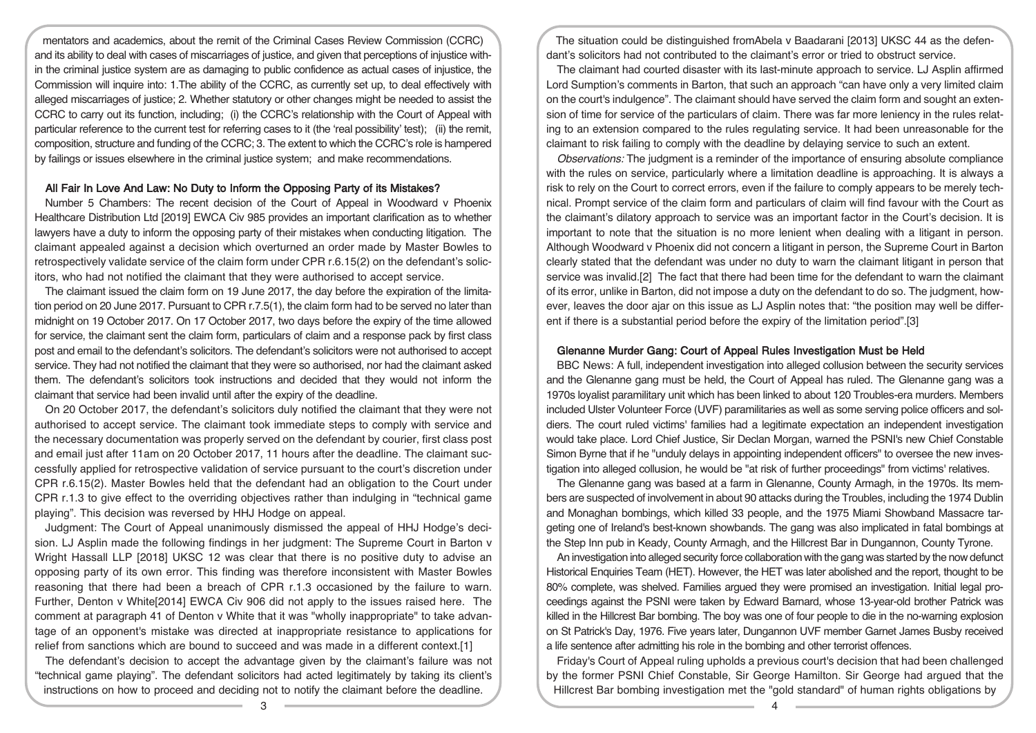mentators and academics, about the remit of the Criminal Cases Review Commission (CCRC) and its ability to deal with cases of miscarriages of justice, and given that perceptions of injustice within the criminal justice system are as damaging to public confidence as actual cases of injustice, the Commission will inquire into: 1.The ability of the CCRC, as currently set up, to deal effectively with alleged miscarriages of justice; 2. Whether statutory or other changes might be needed to assist the CCRC to carry out its function, including; (i) the CCRC's relationship with the Court of Appeal with particular reference to the current test for referring cases to it (the 'real possibility' test); (ii) the remit, composition, structure and funding of the CCRC; 3. The extent to which the CCRC's role is hampered by failings or issues elsewhere in the criminal justice system; and make recommendations.

### All Fair In Love And Law: No Duty to Inform the Opposing Party of its Mistakes?

Number 5 Chambers: The recent decision of the Court of Appeal in Woodward v Phoenix Healthcare Distribution Ltd [2019] EWCA Civ 985 provides an important clarification as to whether lawyers have a duty to inform the opposing party of their mistakes when conducting litigation. The claimant appealed against a decision which overturned an order made by Master Bowles to retrospectively validate service of the claim form under CPR r.6.15(2) on the defendant's solicitors, who had not notified the claimant that they were authorised to accept service.

The claimant issued the claim form on 19 June 2017, the day before the expiration of the limitation period on 20 June 2017. Pursuant to CPR r.7.5(1), the claim form had to be served no later than midnight on 19 October 2017. On 17 October 2017, two days before the expiry of the time allowed for service, the claimant sent the claim form, particulars of claim and a response pack by first class post and email to the defendant's solicitors. The defendant's solicitors were not authorised to accept service. They had not notified the claimant that they were so authorised, nor had the claimant asked them. The defendant's solicitors took instructions and decided that they would not inform the claimant that service had been invalid until after the expiry of the deadline.

On 20 October 2017, the defendant's solicitors duly notified the claimant that they were not authorised to accept service. The claimant took immediate steps to comply with service and the necessary documentation was properly served on the defendant by courier, first class post and email just after 11am on 20 October 2017, 11 hours after the deadline. The claimant successfully applied for retrospective validation of service pursuant to the court's discretion under CPR r.6.15(2). Master Bowles held that the defendant had an obligation to the Court under CPR r.1.3 to give effect to the overriding objectives rather than indulging in "technical game playing". This decision was reversed by HHJ Hodge on appeal.

Judgment: The Court of Appeal unanimously dismissed the appeal of HHJ Hodge's decision. LJ Asplin made the following findings in her judgment: The Supreme Court in Barton v Wright Hassall LLP [2018] UKSC 12 was clear that there is no positive duty to advise an opposing party of its own error. This finding was therefore inconsistent with Master Bowles reasoning that there had been a breach of CPR r.1.3 occasioned by the failure to warn. Further, Denton v White[2014] EWCA Civ 906 did not apply to the issues raised here. The comment at paragraph 41 of Denton v White that it was "wholly inappropriate" to take advantage of an opponent's mistake was directed at inappropriate resistance to applications for relief from sanctions which are bound to succeed and was made in a different context.[1]

The defendant's decision to accept the advantage given by the claimant's failure was not "technical game playing". The defendant solicitors had acted legitimately by taking its client's instructions on how to proceed and deciding not to notify the claimant before the deadline.

The situation could be distinguished fromAbela v Baadarani [2013] UKSC 44 as the defendant's solicitors had not contributed to the claimant's error or tried to obstruct service.

The claimant had courted disaster with its last-minute approach to service. LJ Asplin affirmed Lord Sumption's comments in Barton, that such an approach "can have only a very limited claim on the court's indulgence". The claimant should have served the claim form and sought an extension of time for service of the particulars of claim. There was far more leniency in the rules relating to an extension compared to the rules regulating service. It had been unreasonable for the claimant to risk failing to comply with the deadline by delaying service to such an extent.

*Observations:* The judgment is a reminder of the importance of ensuring absolute compliance with the rules on service, particularly where a limitation deadline is approaching. It is always a risk to rely on the Court to correct errors, even if the failure to comply appears to be merely technical. Prompt service of the claim form and particulars of claim will find favour with the Court as the claimant's dilatory approach to service was an important factor in the Court's decision. It is important to note that the situation is no more lenient when dealing with a litigant in person. Although Woodward v Phoenix did not concern a litigant in person, the Supreme Court in Barton clearly stated that the defendant was under no duty to warn the claimant litigant in person that service was invalid.[2] The fact that there had been time for the defendant to warn the claimant of its error, unlike in Barton, did not impose a duty on the defendant to do so. The judgment, however, leaves the door ajar on this issue as LJ Asplin notes that: "the position may well be different if there is a substantial period before the expiry of the limitation period".[3]

### Glenanne Murder Gang: Court of Appeal Rules Investigation Must be Held

BBC News: A full, independent investigation into alleged collusion between the security services and the Glenanne gang must be held, the Court of Appeal has ruled. The Glenanne gang was a 1970s loyalist paramilitary unit which has been linked to about 120 Troubles-era murders. Members included Ulster Volunteer Force (UVF) paramilitaries as well as some serving police officers and soldiers. The court ruled victims' families had a legitimate expectation an independent investigation would take place. Lord Chief Justice, Sir Declan Morgan, warned the PSNI's new Chief Constable Simon Byrne that if he "unduly delays in appointing independent officers" to oversee the new investigation into alleged collusion, he would be "at risk of further proceedings" from victims' relatives.

The Glenanne gang was based at a farm in Glenanne, County Armagh, in the 1970s. Its members are suspected of involvement in about 90 attacks during the Troubles, including the 1974 Dublin and Monaghan bombings, which killed 33 people, and the 1975 Miami Showband Massacre targeting one of Ireland's best-known showbands. The gang was also implicated in fatal bombings at the Step Inn pub in Keady, County Armagh, and the Hillcrest Bar in Dungannon, County Tyrone.

An investigation into alleged security force collaboration with the gang was started by the now defunct Historical Enquiries Team (HET). However, the HET was later abolished and the report, thought to be 80% complete, was shelved. Families argued they were promised an investigation. Initial legal proceedings against the PSNI were taken by Edward Barnard, whose 13-year-old brother Patrick was killed in the Hillcrest Bar bombing. The boy was one of four people to die in the no-warning explosion on St Patrick's Day, 1976. Five years later, Dungannon UVF member Garnet James Busby received a life sentence after admitting his role in the bombing and other terrorist offences.

Friday's Court of Appeal ruling upholds a previous court's decision that had been challenged by the former PSNI Chief Constable, Sir George Hamilton. Sir George had argued that the Hillcrest Bar bombing investigation met the "gold standard" of human rights obligations by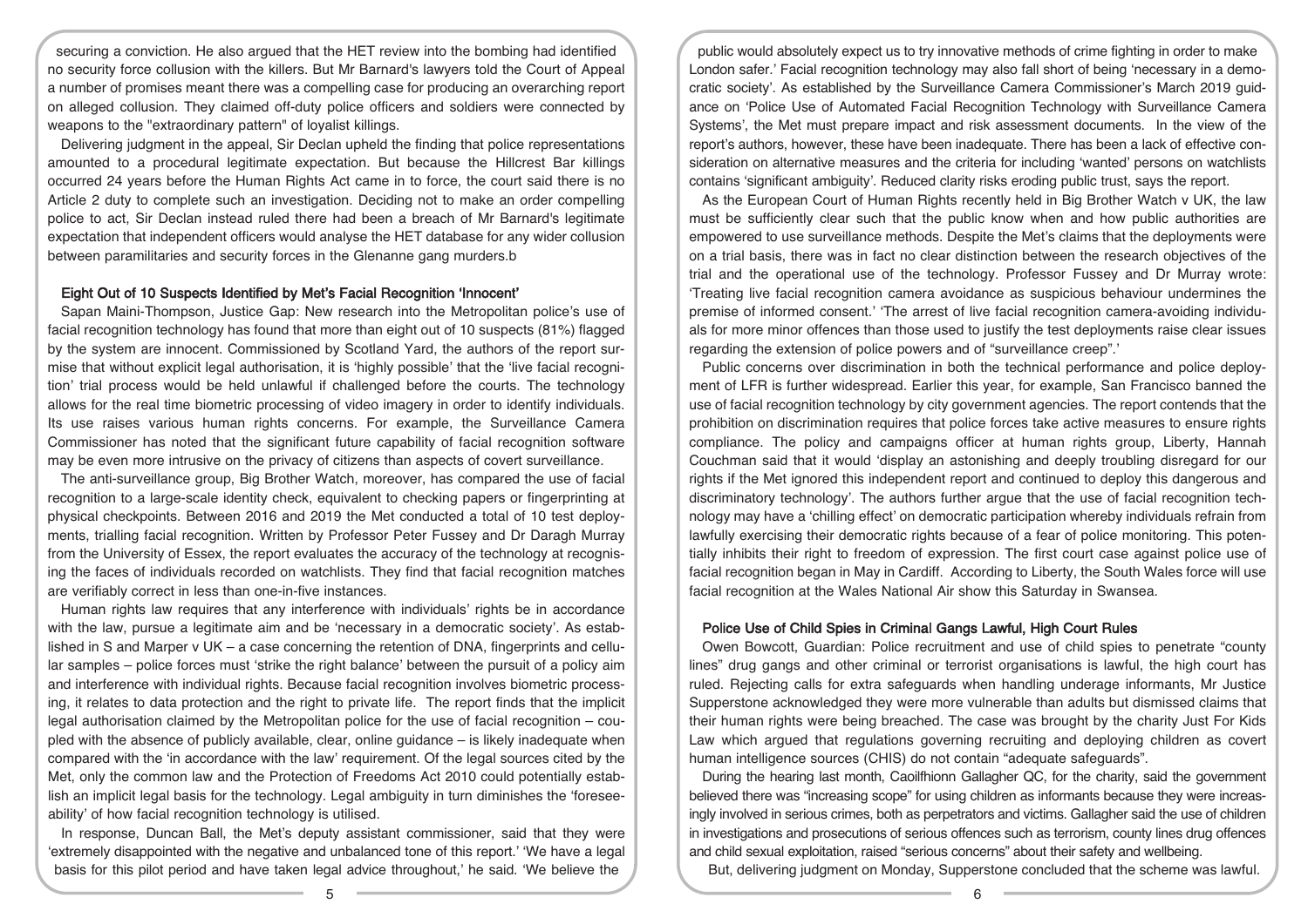securing a conviction. He also argued that the HET review into the bombing had identified no security force collusion with the killers. But Mr Barnard's lawyers told the Court of Appeal a number of promises meant there was a compelling case for producing an overarching report on alleged collusion. They claimed off-duty police officers and soldiers were connected by weapons to the "extraordinary pattern" of loyalist killings.

Delivering judgment in the appeal, Sir Declan upheld the finding that police representations amounted to a procedural legitimate expectation. But because the Hillcrest Bar killings occurred 24 years before the Human Rights Act came in to force, the court said there is no Article 2 duty to complete such an investigation. Deciding not to make an order compelling police to act, Sir Declan instead ruled there had been a breach of Mr Barnard's legitimate expectation that independent officers would analyse the HET database for any wider collusion between paramilitaries and security forces in the Glenanne gang murders.b

### Eight Out of 10 Suspects Identified by Met's Facial Recognition 'Innocent'

Sapan Maini-Thompson, Justice Gap: New research into the Metropolitan police's use of facial recognition technology has found that more than eight out of 10 suspects (81%) flagged by the system are innocent. Commissioned by Scotland Yard, the authors of the report surmise that without explicit legal authorisation, it is 'highly possible' that the 'live facial recognition' trial process would be held unlawful if challenged before the courts. The technology allows for the real time biometric processing of video imagery in order to identify individuals. Its use raises various human rights concerns. For example, the Surveillance Camera Commissioner has noted that the significant future capability of facial recognition software may be even more intrusive on the privacy of citizens than aspects of covert surveillance.

The anti-surveillance group, Big Brother Watch, moreover, has compared the use of facial recognition to a large-scale identity check, equivalent to checking papers or fingerprinting at physical checkpoints. Between 2016 and 2019 the Met conducted a total of 10 test deployments, trialling facial recognition. Written by Professor Peter Fussey and Dr Daragh Murray from the University of Essex, the report evaluates the accuracy of the technology at recognising the faces of individuals recorded on watchlists. They find that facial recognition matches are verifiably correct in less than one-in-five instances.

Human rights law requires that any interference with individuals' rights be in accordance with the law, pursue a legitimate aim and be 'necessary in a democratic society'. As established in S and Marper v UK – a case concerning the retention of DNA, fingerprints and cellular samples – police forces must 'strike the right balance' between the pursuit of a policy aim and interference with individual rights. Because facial recognition involves biometric processing, it relates to data protection and the right to private life. The report finds that the implicit legal authorisation claimed by the Metropolitan police for the use of facial recognition – coupled with the absence of publicly available, clear, online guidance – is likely inadequate when compared with the 'in accordance with the law' requirement. Of the legal sources cited by the Met, only the common law and the Protection of Freedoms Act 2010 could potentially establish an implicit legal basis for the technology. Legal ambiguity in turn diminishes the 'foreseeability' of how facial recognition technology is utilised.

In response, Duncan Ball, the Met's deputy assistant commissioner, said that they were 'extremely disappointed with the negative and unbalanced tone of this report.' 'We have a legal basis for this pilot period and have taken legal advice throughout,' he said. 'We believe the public would absolutely expect us to try innovative methods of crime fighting in order to make London safer.' Facial recognition technology may also fall short of being 'necessary in a democratic society'. As established by the Surveillance Camera Commissioner's March 2019 guidance on 'Police Use of Automated Facial Recognition Technology with Surveillance Camera Systems', the Met must prepare impact and risk assessment documents. In the view of the report's authors, however, these have been inadequate. There has been a lack of effective consideration on alternative measures and the criteria for including 'wanted' persons on watchlists contains 'significant ambiguity'. Reduced clarity risks eroding public trust, says the report.

As the European Court of Human Rights recently held in Big Brother Watch v UK, the law must be sufficiently clear such that the public know when and how public authorities are empowered to use surveillance methods. Despite the Met's claims that the deployments were on a trial basis, there was in fact no clear distinction between the research objectives of the trial and the operational use of the technology. Professor Fussey and Dr Murray wrote: 'Treating live facial recognition camera avoidance as suspicious behaviour undermines the premise of informed consent.' 'The arrest of live facial recognition camera-avoiding individuals for more minor offences than those used to justify the test deployments raise clear issues regarding the extension of police powers and of "surveillance creep".'

Public concerns over discrimination in both the technical performance and police deployment of LFR is further widespread. Earlier this year, for example, San Francisco banned the use of facial recognition technology by city government agencies. The report contends that the prohibition on discrimination requires that police forces take active measures to ensure rights compliance. The policy and campaigns officer at human rights group, Liberty, Hannah Couchman said that it would 'display an astonishing and deeply troubling disregard for our rights if the Met ignored this independent report and continued to deploy this dangerous and discriminatory technology'. The authors further argue that the use of facial recognition technology may have a 'chilling effect' on democratic participation whereby individuals refrain from lawfully exercising their democratic rights because of a fear of police monitoring. This potentially inhibits their right to freedom of expression. The first court case against police use of facial recognition began in May in Cardiff. According to Liberty, the South Wales force will use facial recognition at the Wales National Air show this Saturday in Swansea.

### Police Use of Child Spies in Criminal Gangs Lawful, High Court Rules

Owen Bowcott, Guardian: Police recruitment and use of child spies to penetrate "county lines" drug gangs and other criminal or terrorist organisations is lawful, the high court has ruled. Rejecting calls for extra safeguards when handling underage informants, Mr Justice Supperstone acknowledged they were more vulnerable than adults but dismissed claims that their human rights were being breached. The case was brought by the charity Just For Kids Law which argued that regulations governing recruiting and deploying children as covert human intelligence sources (CHIS) do not contain "adequate safeguards".

During the hearing last month, Caoilfhionn Gallagher QC, for the charity, said the government believed there was "increasing scope" for using children as informants because they were increasingly involved in serious crimes, both as perpetrators and victims. Gallagher said the use of children in investigations and prosecutions of serious offences such as terrorism, county lines drug offences and child sexual exploitation, raised "serious concerns" about their safety and wellbeing.

But, delivering judgment on Monday, Supperstone concluded that the scheme was lawful.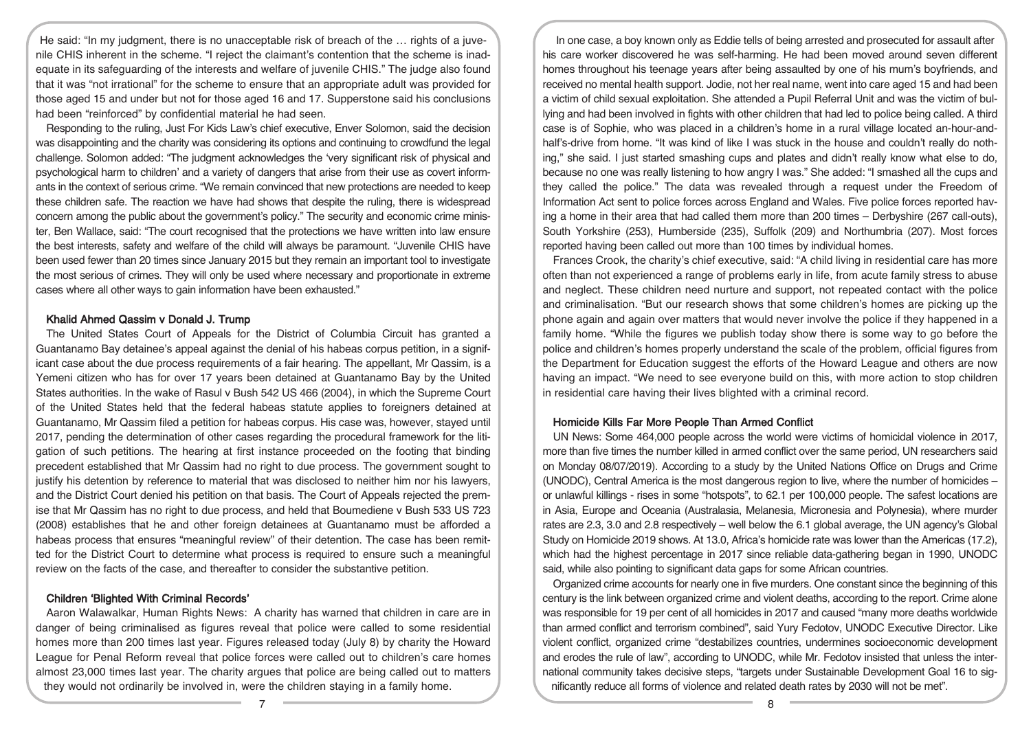He said: "In my judgment, there is no unacceptable risk of breach of the … rights of a juvenile CHIS inherent in the scheme. "I reject the claimant's contention that the scheme is inadequate in its safeguarding of the interests and welfare of juvenile CHIS." The judge also found that it was "not irrational" for the scheme to ensure that an appropriate adult was provided for those aged 15 and under but not for those aged 16 and 17. Supperstone said his conclusions had been "reinforced" by confidential material he had seen.

Responding to the ruling, Just For Kids Law's chief executive, Enver Solomon, said the decision was disappointing and the charity was considering its options and continuing to crowdfund the legal challenge. Solomon added: "The judgment acknowledges the 'very significant risk of physical and psychological harm to children' and a variety of dangers that arise from their use as covert informants in the context of serious crime. "We remain convinced that new protections are needed to keep these children safe. The reaction we have had shows that despite the ruling, there is widespread concern among the public about the government's policy." The security and economic crime minister, Ben Wallace, said: "The court recognised that the protections we have written into law ensure the best interests, safety and welfare of the child will always be paramount. "Juvenile CHIS have been used fewer than 20 times since January 2015 but they remain an important tool to investigate the most serious of crimes. They will only be used where necessary and proportionate in extreme cases where all other ways to gain information have been exhausted."

### Khalid Ahmed Qassim v Donald J. Trump

The United States Court of Appeals for the District of Columbia Circuit has granted a Guantanamo Bay detainee's appeal against the denial of his habeas corpus petition, in a significant case about the due process requirements of a fair hearing. The appellant, Mr Qassim, is a Yemeni citizen who has for over 17 years been detained at Guantanamo Bay by the United States authorities. In the wake of Rasul v Bush 542 US 466 (2004), in which the Supreme Court of the United States held that the federal habeas statute applies to foreigners detained at Guantanamo, Mr Qassim filed a petition for habeas corpus. His case was, however, stayed until 2017, pending the determination of other cases regarding the procedural framework for the litigation of such petitions. The hearing at first instance proceeded on the footing that binding precedent established that Mr Qassim had no right to due process. The government sought to justify his detention by reference to material that was disclosed to neither him nor his lawyers, and the District Court denied his petition on that basis. The Court of Appeals rejected the premise that Mr Qassim has no right to due process, and held that Boumediene v Bush 533 US 723 (2008) establishes that he and other foreign detainees at Guantanamo must be afforded a habeas process that ensures "meaningful review" of their detention. The case has been remitted for the District Court to determine what process is required to ensure such a meaningful review on the facts of the case, and thereafter to consider the substantive petition.

### Children 'Blighted With Criminal Records'

Aaron Walawalkar, Human Rights News: A charity has warned that children in care are in danger of being criminalised as figures reveal that police were called to some residential homes more than 200 times last year. Figures released today (July 8) by charity the Howard League for Penal Reform reveal that police forces were called out to children's care homes almost 23,000 times last year. The charity argues that police are being called out to matters they would not ordinarily be involved in, were the children staying in a family home.

In one case, a boy known only as Eddie tells of being arrested and prosecuted for assault after his care worker discovered he was self-harming. He had been moved around seven different homes throughout his teenage years after being assaulted by one of his mum's boyfriends, and received no mental health support. Jodie, not her real name, went into care aged 15 and had been a victim of child sexual exploitation. She attended a Pupil Referral Unit and was the victim of bullying and had been involved in fights with other children that had led to police being called. A third case is of Sophie, who was placed in a children's home in a rural village located an-hour-and-half's-drive from home. "It was kind of like I was stuck in the house and couldn't really do nothing," she said. I just started smashing cups and plates and didn't really know what else to do, because no one was really listening to how angry I was." She added: "I smashed all the cups and they called the police." The data was revealed through a request under the Freedom of Information Act sent to police forces across England and Wales. Five police forces reported having a home in their area that had called them more than 200 times – Derbyshire (267 call-outs), South Yorkshire (253), Humberside (235), Suffolk (209) and Northumbria (207). Most forces reported having been called out more than 100 times by individual homes.

Frances Crook, the charity's chief executive, said: "A child living in residential care has more often than not experienced a range of problems early in life, from acute family stress to abuse and neglect. These children need nurture and support, not repeated contact with the police and criminalisation. "But our research shows that some children's homes are picking up the phone again and again over matters that would never involve the police if they happened in a family home. "While the figures we publish today show there is some way to go before the police and children's homes properly understand the scale of the problem, official figures from the Department for Education suggest the efforts of the Howard League and others are now having an impact. "We need to see everyone build on this, with more action to stop children in residential care having their lives blighted with a criminal record.

### Homicide Kills Far More People Than Armed Conflict

UN News: Some 464,000 people across the world were victims of homicidal violence in 2017, more than five times the number killed in armed conflict over the same period, UN researchers said on Monday 08/07/2019). According to a study by the United Nations Office on Drugs and Crime (UNODC), Central America is the most dangerous region to live, where the number of homicides – or unlawful killings - rises in some "hotspots", to 62.1 per 100,000 people. The safest locations are in Asia, Europe and Oceania (Australasia, Melanesia, Micronesia and Polynesia), where murder rates are 2.3, 3.0 and 2.8 respectively – well below the 6.1 global average, the UN agency's Global Study on Homicide 2019 shows. At 13.0, Africa's homicide rate was lower than the Americas (17.2), which had the highest percentage in 2017 since reliable data-gathering began in 1990, UNODC said, while also pointing to significant data gaps for some African countries.

Organized crime accounts for nearly one in five murders. One constant since the beginning of this century is the link between organized crime and violent deaths, according to the report. Crime alone was responsible for 19 per cent of all homicides in 2017 and caused "many more deaths worldwide than armed conflict and terrorism combined", said Yury Fedotov, UNODC Executive Director. Like violent conflict, organized crime "destabilizes countries, undermines socioeconomic development and erodes the rule of law", according to UNODC, while Mr. Fedotov insisted that unless the international community takes decisive steps, "targets under Sustainable Development Goal 16 to significantly reduce all forms of violence and related death rates by 2030 will not be met".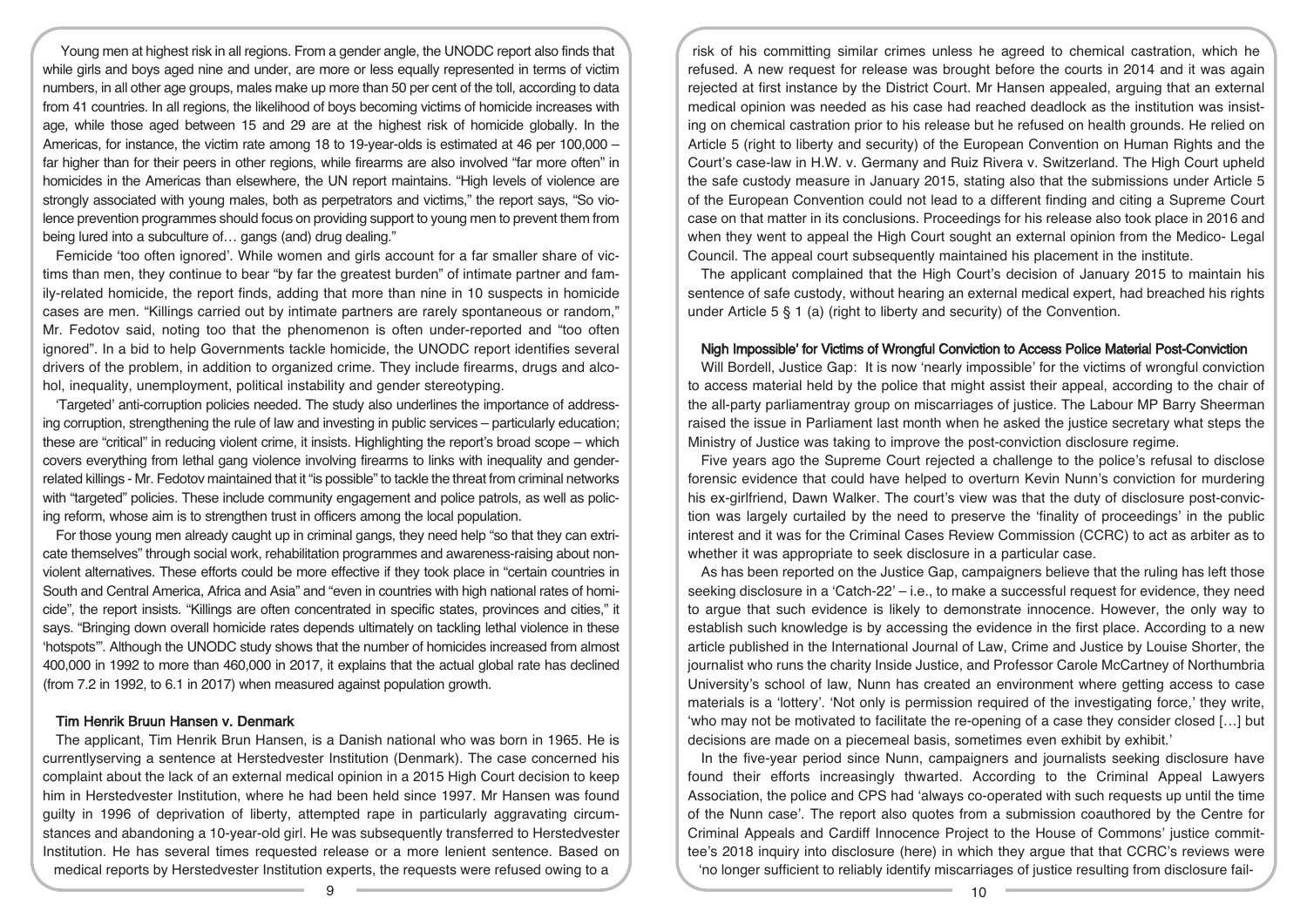Young men at highest risk in all regions. From a gender angle, the UNODC report also finds that while girls and boys aged nine and under, are more or less equally represented in terms of victim numbers, in all other age groups, males make up more than 50 per cent of the toll, according to data from 41 countries. In all regions, the likelihood of boys becoming victims of homicide increases with age, while those aged between 15 and 29 are at the highest risk of homicide globally. In the Americas, for instance, the victim rate among 18 to 19-year-olds is estimated at 46 per 100,000 – far higher than for their peers in other regions, while firearms are also involved "far more often" in homicides in the Americas than elsewhere, the UN report maintains. "High levels of violence are strongly associated with young males, both as perpetrators and victims," the report says, "So violence prevention programmes should focus on providing support to young men to prevent them from being lured into a subculture of… gangs (and) drug dealing."

Femicide 'too often ignored'. While women and girls account for a far smaller share of victims than men, they continue to bear "by far the greatest burden" of intimate partner and family-related homicide, the report finds, adding that more than nine in 10 suspects in homicide cases are men. "Killings carried out by intimate partners are rarely spontaneous or random," Mr. Fedotov said, noting too that the phenomenon is often under-reported and "too often ignored". In a bid to help Governments tackle homicide, the UNODC report identifies several drivers of the problem, in addition to organized crime. They include firearms, drugs and alcohol, inequality, unemployment, political instability and gender stereotyping.

'Targeted' anti-corruption policies needed. The study also underlines the importance of addressing corruption, strengthening the rule of law and investing in public services – particularly education; these are "critical" in reducing violent crime, it insists. Highlighting the report's broad scope – which covers everything from lethal gang violence involving firearms to links with inequality and gender-related killings - Mr. Fedotov maintained that it "is possible" to tackle the threat from criminal networks with "targeted" policies. These include community engagement and police patrols, as well as policing reform, whose aim is to strengthen trust in officers among the local population.

For those young men already caught up in criminal gangs, they need help "so that they can extricate themselves" through social work, rehabilitation programmes and awareness-raising about non-violent alternatives. These efforts could be more effective if they took place in "certain countries in South and Central America, Africa and Asia" and "even in countries with high national rates of homicide", the report insists. "Killings are often concentrated in specific states, provinces and cities," it says. "Bringing down overall homicide rates depends ultimately on tackling lethal violence in these 'hotspots'". Although the UNODC study shows that the number of homicides increased from almost 400,000 in 1992 to more than 460,000 in 2017, it explains that the actual global rate has declined (from 7.2 in 1992, to 6.1 in 2017) when measured against population growth.

### Tim Henrik Bruun Hansen v. Denmark

The applicant, Tim Henrik Brun Hansen, is a Danish national who was born in 1965. He is currentlyserving a sentence at Herstedvester Institution (Denmark). The case concerned his complaint about the lack of an external medical opinion in a 2015 High Court decision to keep him in Herstedvester Institution, where he had been held since 1997. Mr Hansen was found guilty in 1996 of deprivation of liberty, attempted rape in particularly aggravating circumstances and abandoning a 10-year-old girl. He was subsequently transferred to Herstedvester Institution. He has several times requested release or a more lenient sentence. Based on medical reports by Herstedvester Institution experts, the requests were refused owing to a risk of his committing similar crimes unless he agreed to chemical castration, which he refused. A new request for release was brought before the courts in 2014 and it was again rejected at first instance by the District Court. Mr Hansen appealed, arguing that an external medical opinion was needed as his case had reached deadlock as the institution was insisting on chemical castration prior to his release but he refused on health grounds. He relied on Article 5 (right to liberty and security) of the European Convention on Human Rights and the Court's case-law in H.W. v. Germany and Ruiz Rivera v. Switzerland. The High Court upheld the safe custody measure in January 2015, stating also that the submissions under Article 5 of the European Convention could not lead to a different finding and citing a Supreme Court case on that matter in its conclusions. Proceedings for his release also took place in 2016 and when they went to appeal the High Court sought an external opinion from the Medico- Legal Council. The appeal court subsequently maintained his placement in the institute.

The applicant complained that the High Court's decision of January 2015 to maintain his sentence of safe custody, without hearing an external medical expert, had breached his rights under Article 5 § 1 (a) (right to liberty and security) of the Convention.

### Nigh Impossible' for Victims of Wrongful Conviction to Access Police Material Post-Conviction

Will Bordell, Justice Gap: It is now 'nearly impossible' for the victims of wrongful conviction to access material held by the police that might assist their appeal, according to the chair of the all-party parliamentray group on miscarriages of justice. The Labour MP Barry Sheerman raised the issue in Parliament last month when he asked the justice secretary what steps the Ministry of Justice was taking to improve the post-conviction disclosure regime.

Five years ago the Supreme Court rejected a challenge to the police's refusal to disclose forensic evidence that could have helped to overturn Kevin Nunn's conviction for murdering his ex-girlfriend, Dawn Walker. The court's view was that the duty of disclosure post-conviction was largely curtailed by the need to preserve the 'finality of proceedings' in the public interest and it was for the Criminal Cases Review Commission (CCRC) to act as arbiter as to whether it was appropriate to seek disclosure in a particular case.

As has been reported on the Justice Gap, campaigners believe that the ruling has left those seeking disclosure in a 'Catch-22' – i.e., to make a successful request for evidence, they need to argue that such evidence is likely to demonstrate innocence. However, the only way to establish such knowledge is by accessing the evidence in the first place. According to a new article published in the International Journal of Law, Crime and Justice by Louise Shorter, the journalist who runs the charity Inside Justice, and Professor Carole McCartney of Northumbria University's school of law, Nunn has created an environment where getting access to case materials is a 'lottery'. 'Not only is permission required of the investigating force,' they write, 'who may not be motivated to facilitate the re-opening of a case they consider closed […] but decisions are made on a piecemeal basis, sometimes even exhibit by exhibit.'

In the five-year period since Nunn, campaigners and journalists seeking disclosure have found their efforts increasingly thwarted. According to the Criminal Appeal Lawyers Association, the police and CPS had 'always co-operated with such requests up until the time of the Nunn case'. The report also quotes from a submission coauthored by the Centre for Criminal Appeals and Cardiff Innocence Project to the House of Commons' justice committee's 2018 inquiry into disclosure (here) in which they argue that that CCRC's reviews were 'no longer sufficient to reliably identify miscarriages of justice resulting from disclosure fail-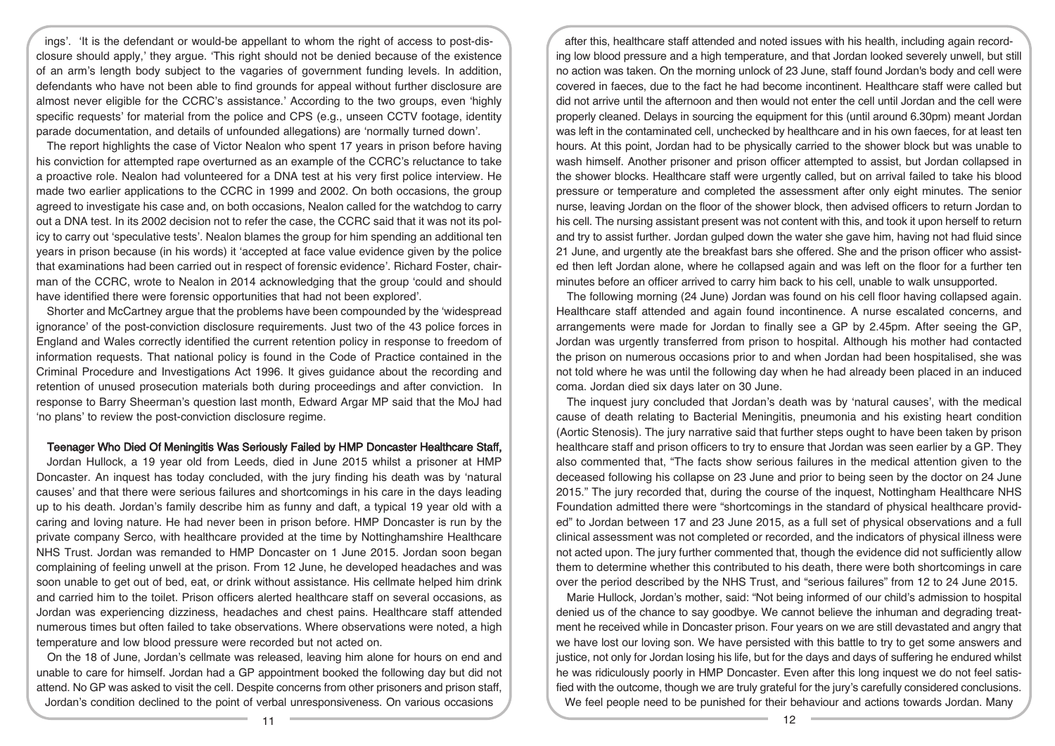ings'. 'It is the defendant or would-be appellant to whom the right of access to post-disclosure should apply,' they argue. 'This right should not be denied because of the existence of an arm's length body subject to the vagaries of government funding levels. In addition, defendants who have not been able to find grounds for appeal without further disclosure are almost never eligible for the CCRC's assistance.' According to the two groups, even 'highly specific requests' for material from the police and CPS (e.g., unseen CCTV footage, identity parade documentation, and details of unfounded allegations) are 'normally turned down'.

The report highlights the case of Victor Nealon who spent 17 years in prison before having his conviction for attempted rape overturned as an example of the CCRC's reluctance to take a proactive role. Nealon had volunteered for a DNA test at his very first police interview. He made two earlier applications to the CCRC in 1999 and 2002. On both occasions, the group agreed to investigate his case and, on both occasions, Nealon called for the watchdog to carry out a DNA test. In its 2002 decision not to refer the case, the CCRC said that it was not its policy to carry out 'speculative tests'. Nealon blames the group for him spending an additional ten years in prison because (in his words) it 'accepted at face value evidence given by the police that examinations had been carried out in respect of forensic evidence'. Richard Foster, chairman of the CCRC, wrote to Nealon in 2014 acknowledging that the group 'could and should have identified there were forensic opportunities that had not been explored'.

Shorter and McCartney argue that the problems have been compounded by the 'widespread ignorance' of the post-conviction disclosure requirements. Just two of the 43 police forces in England and Wales correctly identified the current retention policy in response to freedom of information requests. That national policy is found in the Code of Practice contained in the Criminal Procedure and Investigations Act 1996. It gives guidance about the recording and retention of unused prosecution materials both during proceedings and after conviction. In response to Barry Sheerman's question last month, Edward Argar MP said that the MoJ had 'no plans' to review the post-conviction disclosure regime.

**Teenager Who Died Of Meningitis Was Seriously Failed by HMP Doncaster Healthcare Staff,**

Jordan Hullock, a 19 year old from Leeds, died in June 2015 whilst a prisoner at HMP Doncaster. An inquest has today concluded, with the jury finding his death was by 'natural causes' and that there were serious failures and shortcomings in his care in the days leading up to his death. Jordan's family describe him as funny and daft, a typical 19 year old with a caring and loving nature. He had never been in prison before. HMP Doncaster is run by the private company Serco, with healthcare provided at the time by Nottinghamshire Healthcare NHS Trust. Jordan was remanded to HMP Doncaster on 1 June 2015. Jordan soon began complaining of feeling unwell at the prison. From 12 June, he developed headaches and was soon unable to get out of bed, eat, or drink without assistance. His cellmate helped him drink and carried him to the toilet. Prison officers alerted healthcare staff on several occasions, as Jordan was experiencing dizziness, headaches and chest pains. Healthcare staff attended numerous times but often failed to take observations. Where observations were noted, a high temperature and low blood pressure were recorded but not acted on.

On the 18 of June, Jordan's cellmate was released, leaving him alone for hours on end and unable to care for himself. Jordan had a GP appointment booked the following day but did not attend. No GP was asked to visit the cell. Despite concerns from other prisoners and prison staff, Jordan's condition declined to the point of verbal unresponsiveness. On various occasions after this, healthcare staff attended and noted issues with his health, including again recording low blood pressure and a high temperature, and that Jordan looked severely unwell, but still no action was taken. On the morning unlock of 23 June, staff found Jordan's body and cell were covered in faeces, due to the fact he had become incontinent. Healthcare staff were called but did not arrive until the afternoon and then would not enter the cell until Jordan and the cell were properly cleaned. Delays in sourcing the equipment for this (until around 6.30pm) meant Jordan was left in the contaminated cell, unchecked by healthcare and in his own faeces, for at least ten hours. At this point, Jordan had to be physically carried to the shower block but was unable to wash himself. Another prisoner and prison officer attempted to assist, but Jordan collapsed in the shower blocks. Healthcare staff were urgently called, but on arrival failed to take his blood pressure or temperature and completed the assessment after only eight minutes. The senior nurse, leaving Jordan on the floor of the shower block, then advised officers to return Jordan to his cell. The nursing assistant present was not content with this, and took it upon herself to return and try to assist further. Jordan gulped down the water she gave him, having not had fluid since 21 June, and urgently ate the breakfast bars she offered. She and the prison officer who assisted then left Jordan alone, where he collapsed again and was left on the floor for a further ten minutes before an officer arrived to carry him back to his cell, unable to walk unsupported.

The following morning (24 June) Jordan was found on his cell floor having collapsed again. Healthcare staff attended and again found incontinence. A nurse escalated concerns, and arrangements were made for Jordan to finally see a GP by 2.45pm. After seeing the GP, Jordan was urgently transferred from prison to hospital. Although his mother had contacted the prison on numerous occasions prior to and when Jordan had been hospitalised, she was not told where he was until the following day when he had already been placed in an induced coma. Jordan died six days later on 30 June.

The inquest jury concluded that Jordan's death was by 'natural causes', with the medical cause of death relating to Bacterial Meningitis, pneumonia and his existing heart condition (Aortic Stenosis). The jury narrative said that further steps ought to have been taken by prison healthcare staff and prison officers to try to ensure that Jordan was seen earlier by a GP. They also commented that, "The facts show serious failures in the medical attention given to the deceased following his collapse on 23 June and prior to being seen by the doctor on 24 June 2015." The jury recorded that, during the course of the inquest, Nottingham Healthcare NHS Foundation admitted there were "shortcomings in the standard of physical healthcare provided" to Jordan between 17 and 23 June 2015, as a full set of physical observations and a full clinical assessment was not completed or recorded, and the indicators of physical illness were not acted upon. The jury further commented that, though the evidence did not sufficiently allow them to determine whether this contributed to his death, there were both shortcomings in care over the period described by the NHS Trust, and "serious failures" from 12 to 24 June 2015.

Marie Hullock, Jordan's mother, said: "Not being informed of our child's admission to hospital denied us of the chance to say goodbye. We cannot believe the inhuman and degrading treatment he received while in Doncaster prison. Four years on we are still devastated and angry that we have lost our loving son. We have persisted with this battle to try to get some answers and justice, not only for Jordan losing his life, but for the days and days of suffering he endured whilst he was ridiculously poorly in HMP Doncaster. Even after this long inquest we do not feel satisfied with the outcome, though we are truly grateful for the jury's carefully considered conclusions. We feel people need to be punished for their behaviour and actions towards Jordan. Many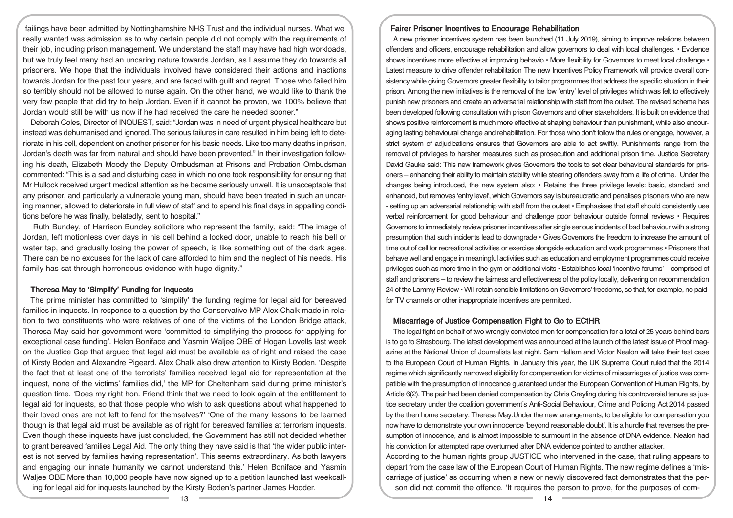failings have been admitted by Nottinghamshire NHS Trust and the individual nurses. What we really wanted was admission as to why certain people did not comply with the requirements of their job, including prison management. We understand the staff may have had high workloads, but we truly feel many had an uncaring nature towards Jordan, as I assume they do towards all prisoners. We hope that the individuals involved have considered their actions and inactions towards Jordan for the past four years, and are faced with guilt and regret. Those who failed him so terribly should not be allowed to nurse again. On the other hand, we would like to thank the very few people that did try to help Jordan. Even if it cannot be proven, we 100% believe that Jordan would still be with us now if he had received the care he needed sooner."

Deborah Coles, Director of INQUEST, said: "Jordan was in need of urgent physical healthcare but instead was dehumanised and ignored. The serious failures in care resulted in him being left to deteriorate in his cell, dependent on another prisoner for his basic needs. Like too many deaths in prison, Jordan's death was far from natural and should have been prevented." In their investigation following his death, Elizabeth Moody the Deputy Ombudsman at Prisons and Probation Ombudsman commented: "This is a sad and disturbing case in which no one took responsibility for ensuring that Mr Hullock received urgent medical attention as he became seriously unwell. It is unacceptable that any prisoner, and particularly a vulnerable young man, should have been treated in such an uncaring manner, allowed to deteriorate in full view of staff and to spend his final days in appalling conditions before he was finally, belatedly, sent to hospital."

Ruth Bundey, of Harrison Bundey solicitors who represent the family, said: "The image of Jordan, left motionless over days in his cell behind a locked door, unable to reach his bell or water tap, and gradually losing the power of speech, is like something out of the dark ages. There can be no excuses for the lack of care afforded to him and the neglect of his needs. His family has sat through horrendous evidence with huge dignity."

### Theresa May to 'Simplify' Funding for Inquests

The prime minister has committed to 'simplify' the funding regime for legal aid for bereaved families in inquests. In response to a question by the Conservative MP Alex Chalk made in relation to two constituents who were relatives of one of the victims of the London Bridge attack, Theresa May said her government were 'committed to simplifying the process for applying for exceptional case funding'. Helen Boniface and Yasmin Waljee OBE of Hogan Lovells last week on the Justice Gap that argued that legal aid must be available as of right and raised the case of Kirsty Boden and Alexandre Pigeard. Alex Chalk also drew attention to Kirsty Boden. 'Despite the fact that at least one of the terrorists' families received legal aid for representation at the inquest, none of the victims' families did,' the MP for Cheltenham said during prime minister's question time. 'Does my right hon. Friend think that we need to look again at the entitlement to legal aid for inquests, so that those people who wish to ask questions about what happened to their loved ones are not left to fend for themselves?' 'One of the many lessons to be learned though is that legal aid must be available as of right for bereaved families at terrorism inquests. Even though these inquests have just concluded, the Government has still not decided whether to grant bereaved families Legal Aid. The only thing they have said is that 'the wider public interest is not served by families having representation'. This seems extraordinary. As both lawyers and engaging our innate humanity we cannot understand this.' Helen Boniface and Yasmin Waljee OBE More than 10,000 people have now signed up to a petition launched last weekcalling for legal aid for inquests launched by the Kirsty Boden's partner James Hodder.

### Fairer Prisoner Incentives to Encourage Rehabilitation

A new prisoner incentives system has been launched (11 July 2019), aiming to improve relations between offenders and officers, encourage rehabilitation and allow governors to deal with local challenges. • Evidence shows incentives more effective at improving behavio • More flexibility for Governors to meet local challenge • Latest measure to drive offender rehabilitation The new Incentives Policy Framework will provide overall consistency while giving Governors greater flexibility to tailor programmes that address the specific situation in their prison. Among the new initiatives is the removal of the low 'entry' level of privileges which was felt to effectively punish new prisoners and create an adversarial relationship with staff from the outset. The revised scheme has been developed following consultation with prison Governors and other stakeholders. It is built on evidence that shows positive reinforcement is much more effective at shaping behaviour than punishment, while also encouraging lasting behavioural change and rehabilitation. For those who don't follow the rules or engage, however, a strict system of adjudications ensures that Governors are able to act swiftly. Punishments range from the removal of privileges to harsher measures such as prosecution and additional prison time. Justice Secretary David Gauke said: This new framework gives Governors the tools to set clear behavioural standards for prisoners – enhancing their ability to maintain stability while steering offenders away from a life of crime. Under the changes being introduced, the new system also: • Retains the three privilege levels: basic, standard and enhanced, but removes 'entry level', which Governors say is bureaucratic and penalises prisoners who are new - setting up an adversarial relationship with staff from the outset • Emphasises that staff should consistently use verbal reinforcement for good behaviour and challenge poor behaviour outside formal reviews • Requires Governors to immediately review prisoner incentives after single serious incidents of bad behaviour with a strong presumption that such incidents lead to downgrade • Gives Governors the freedom to increase the amount of time out of cell for recreational activities or exercise alongside education and work programmes • Prisoners that behave well and engage in meaningful activities such as education and employment programmes could receive privileges such as more time in the gym or additional visits • Establishes local 'incentive forums' – comprised of staff and prisoners – to review the fairness and effectiveness of the policy locally, delivering on recommendation 24 of the Lammy Review • Will retain sensible limitations on Governors' freedoms, so that, for example, no paid-for TV channels or other inappropriate incentives are permitted.

### Miscarriage of Justice Compensation Fight to Go to ECtHR

The legal fight on behalf of two wrongly convicted men for compensation for a total of 25 years behind bars is to go to Strasbourg. The latest development was announced at the launch of the latest issue of Proof magazine at the National Union of Journalists last night. Sam Hallam and Victor Nealon will take their test case to the European Court of Human Rights. In January this year, the UK Supreme Court ruled that the 2014 regime which significantly narrowed eligibility for compensation for victims of miscarriages of justice was compatible with the presumption of innocence guaranteed under the European Convention of Human Rights, by Article 6(2). The pair had been denied compensation by Chris Grayling during his controversial tenure as justice secretary under the coalition government's Anti-Social Behaviour, Crime and Policing Act 2014 passed by the then home secretary, Theresa May.Under the new arrangements, to be eligible for compensation you now have to demonstrate your own innocence 'beyond reasonable doubt'. It is a hurdle that reverses the presumption of innocence, and is almost impossible to surmount in the absence of DNA evidence. Nealon had his conviction for attempted rape overturned after DNA evidence pointed to another attacker.

According to the human rights group JUSTICE who intervened in the case, that ruling appears to depart from the case law of the European Court of Human Rights. The new regime defines a 'miscarriage of justice' as occurring when a new or newly discovered fact demonstrates that the person did not commit the offence. 'It requires the person to prove, for the purposes of com-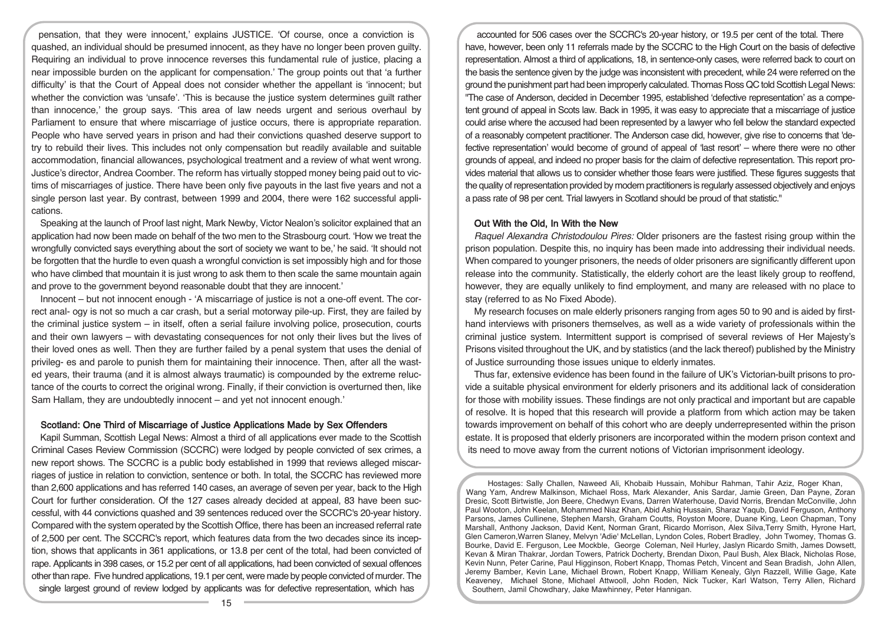pensation, that they were innocent,' explains JUSTICE. 'Of course, once a conviction is quashed, an individual should be presumed innocent, as they have no longer been proven guilty. Requiring an individual to prove innocence reverses this fundamental rule of justice, placing a near impossible burden on the applicant for compensation.' The group points out that 'a further difficulty' is that the Court of Appeal does not consider whether the appellant is 'innocent; but whether the conviction was 'unsafe'. 'This is because the justice system determines guilt rather than innocence,' the group says. 'This area of law needs urgent and serious overhaul by Parliament to ensure that where miscarriage of justice occurs, there is appropriate reparation. People who have served years in prison and had their convictions quashed deserve support to try to rebuild their lives. This includes not only compensation but readily available and suitable accommodation, financial allowances, psychological treatment and a review of what went wrong. Justice's director, Andrea Coomber. The reform has virtually stopped money being paid out to victims of miscarriages of justice. There have been only five payouts in the last five years and not a single person last year. By contrast, between 1999 and 2004, there were 162 successful applications.

Speaking at the launch of Proof last night, Mark Newby, Victor Nealon's solicitor explained that an application had now been made on behalf of the two men to the Strasbourg court. 'How we treat the wrongfully convicted says everything about the sort of society we want to be,' he said. 'It should not be forgotten that the hurdle to even quash a wrongful conviction is set impossibly high and for those who have climbed that mountain it is just wrong to ask them to then scale the same mountain again and prove to the government beyond reasonable doubt that they are innocent.'

Innocent – but not innocent enough - 'A miscarriage of justice is not a one-off event. The correct anal- ogy is not so much a car crash, but a serial motorway pile-up. First, they are failed by the criminal justice system – in itself, often a serial failure involving police, prosecution, courts and their own lawyers – with devastating consequences for not only their lives but the lives of their loved ones as well. Then they are further failed by a penal system that uses the denial of privileg- es and parole to punish them for maintaining their innocence. Then, after all the wasted years, their trauma (and it is almost always traumatic) is compounded by the extreme reluctance of the courts to correct the original wrong. Finally, if their conviction is overturned then, like Sam Hallam, they are undoubtedly innocent – and yet not innocent enough.'

### Scotland: One Third of Miscarriage of Justice Applications Made by Sex Offenders

Kapil Summan, Scottish Legal News: Almost a third of all applications ever made to the Scottish Criminal Cases Review Commission (SCCRC) were lodged by people convicted of sex crimes, a new report shows. The SCCRC is a public body established in 1999 that reviews alleged miscarriages of justice in relation to conviction, sentence or both. In total, the SCCRC has reviewed more than 2,600 applications and has referred 140 cases, an average of seven per year, back to the High Court for further consideration. Of the 127 cases already decided at appeal, 83 have been successful, with 44 convictions quashed and 39 sentences reduced over the SCCRC's 20-year history. Compared with the system operated by the Scottish Office, there has been an increased referral rate of 2,500 per cent. The SCCRC's report, which features data from the two decades since its inception, shows that applicants in 361 applications, or 13.8 per cent of the total, had been convicted of rape. Applicants in 398 cases, or 15.2 per cent of all applications, had been convicted of sexual offences other than rape. Five hundred applications, 19.1 per cent, were made by people convicted of murder. The single largest ground of review lodged by applicants was for defective representation, which has accounted for 506 cases over the SCCRC's 20-year history, or 19.5 per cent of the total. There have, however, been only 11 referrals made by the SCCRC to the High Court on the basis of defective representation. Almost a third of applications, 18, in sentence-only cases, were referred back to court on the basis the sentence given by the judge was inconsistent with precedent, while 24 were referred on the ground the punishment part had been improperly calculated. Thomas Ross QC told Scottish Legal News: "The case of Anderson, decided in December 1995, established 'defective representation' as a competent ground of appeal in Scots law. Back in 1995, it was easy to appreciate that a miscarriage of justice could arise where the accused had been represented by a lawyer who fell below the standard expected of a reasonably competent practitioner. The Anderson case did, however, give rise to concerns that 'defective representation' would become of ground of appeal of 'last resort' – where there were no other grounds of appeal, and indeed no proper basis for the claim of defective representation. This report provides material that allows us to consider whether those fears were justified. These figures suggests that the quality of representation provided by modern practitioners is regularly assessed objectively and enjoys a pass rate of 98 per cent. Trial lawyers in Scotland should be proud of that statistic."

### Out With the Old, In With the New

*Raquel Alexandra Christodoulou Pires:* Older prisoners are the fastest rising group within the prison population. Despite this, no inquiry has been made into addressing their individual needs. When compared to younger prisoners, the needs of older prisoners are significantly different upon release into the community. Statistically, the elderly cohort are the least likely group to reoffend, however, they are equally unlikely to find employment, and many are released with no place to stay (referred to as No Fixed Abode).

My research focuses on male elderly prisoners ranging from ages 50 to 90 and is aided by first-hand interviews with prisoners themselves, as well as a wide variety of professionals within the criminal justice system. Intermittent support is comprised of several reviews of Her Majesty's Prisons visited throughout the UK, and by statistics (and the lack thereof) published by the Ministry of Justice surrounding those issues unique to elderly inmates.

Thus far, extensive evidence has been found in the failure of UK's Victorian-built prisons to provide a suitable physical environment for elderly prisoners and its additional lack of consideration for those with mobility issues. These findings are not only practical and important but are capable of resolve. It is hoped that this research will provide a platform from which action may be taken towards improvement on behalf of this cohort who are deeply underrepresented within the prison estate. It is proposed that elderly prisoners are incorporated within the modern prison context and its need to move away from the current notions of Victorian imprisonment ideology.

Hostages: Sally Challen, Naweed Ali, Khobaib Hussain, Mohibur Rahman, Tahir Aziz, Roger Khan, Wang Yam, Andrew Malkinson, Michael Ross, Mark Alexander, Anis Sardar, Jamie Green, Dan Payne, Zoran Dresic, Scott Birtwistle, Jon Beere, Chedwyn Evans, Darren Waterhouse, David Norris, Brendan McConville, John Paul Wooton, John Keelan, Mohammed Niaz Khan, Abid Ashiq Hussain, Sharaz Yaqub, David Ferguson, Anthony Parsons, James Cullinene, Stephen Marsh, Graham Coutts, Royston Moore, Duane King, Leon Chapman, Tony Marshall, Anthony Jackson, David Kent, Norman Grant, Ricardo Morrison, Alex Silva,Terry Smith, Hyrone Hart, Glen Cameron,Warren Slaney, Melvyn 'Adie' McLellan, Lyndon Coles, Robert Bradley, John Twomey, Thomas G. Bourke, David E. Ferguson, Lee Mockble, George Coleman, Neil Hurley, Jaslyn Ricardo Smith, James Dowsett, Kevan & Miran Thakrar, Jordan Towers, Patrick Docherty, Brendan Dixon, Paul Bush, Alex Black, Nicholas Rose, Kevin Nunn, Peter Carine, Paul Higginson, Robert Knapp, Thomas Petch, Vincent and Sean Bradish, John Allen, Jeremy Bamber, Kevin Lane, Michael Brown, Robert Knapp, William Kenealy, Glyn Razzell, Willie Gage, Kate Keaveney, Michael Stone, Michael Attwooll, John Roden, Nick Tucker, Karl Watson, Terry Allen, Richard Southern, Jamil Chowdhary, Jake Mawhinney, Peter Hannigan.